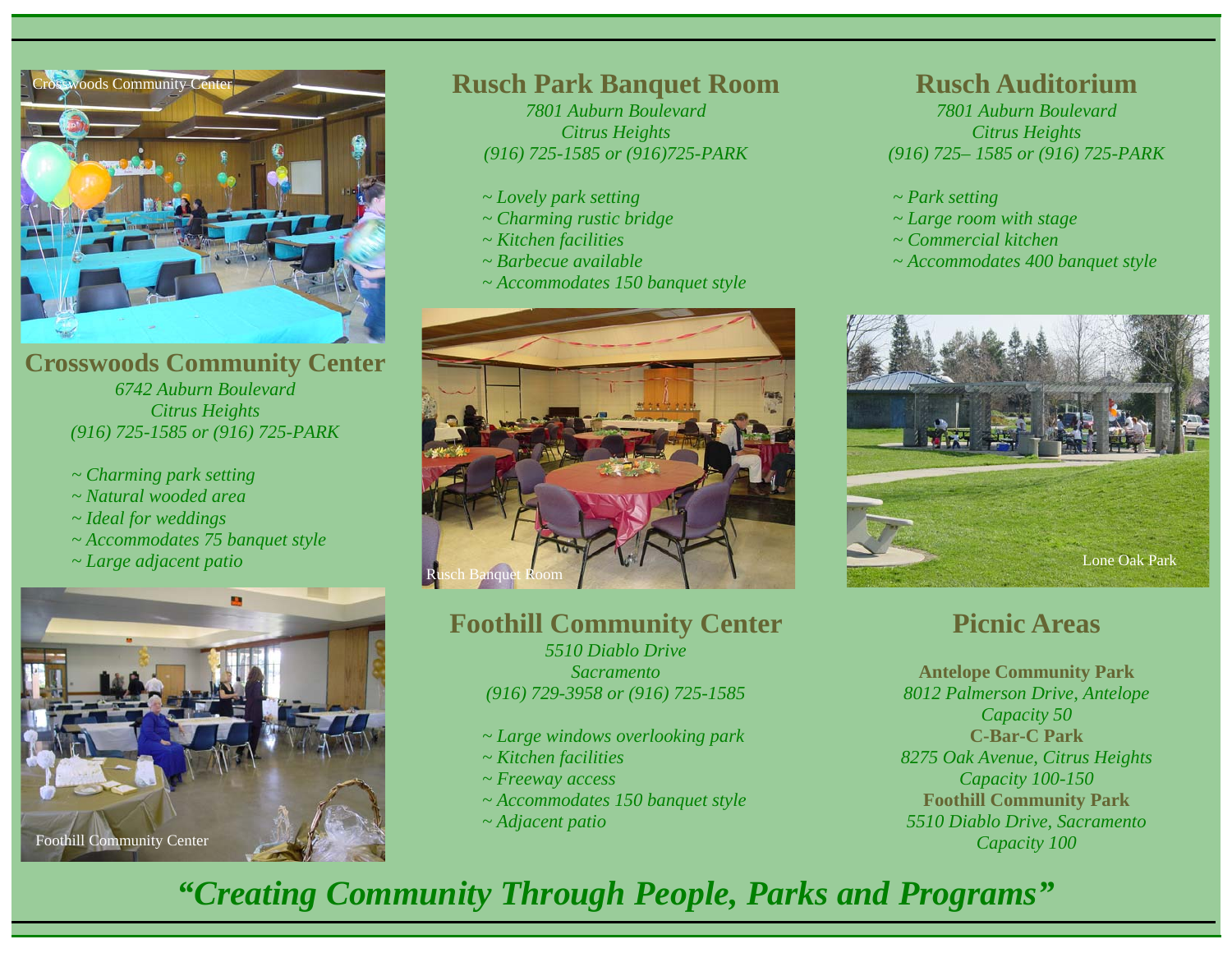Crosswoods Community Center

## Crosswoods Community Center

*6742 Auburn Boulevard*
*Citrus Heights*
*(916) 725-1585 or (916) 725-PARK*

*~ Charming park setting*
*~ Natural wooded area*
*~ Ideal for weddings*
*~ Accommodates 75 banquet style*
*~ Large adjacent patio*

Foothill Community Center

## Rusch Park Banquet Room

*7801 Auburn Boulevard*
*Citrus Heights*
*(916) 725-1585 or (916)725-PARK*

*~ Lovely park setting*
*~ Charming rustic bridge*
*~ Kitchen facilities*
*~ Barbecue available*
*~ Accommodates 150 banquet style*

Rusch Banquet Room

## Foothill Community Center

*5510 Diablo Drive*
*Sacramento*
*(916) 729-3958 or (916) 725-1585*

*~ Large windows overlooking park*
*~ Kitchen facilities*
*~ Freeway access*
*~ Accommodates 150 banquet style*
*~ Adjacent patio*

## Rusch Auditorium

*7801 Auburn Boulevard*
*Citrus Heights*
*(916) 725– 1585 or (916) 725-PARK*

*~ Park setting*
*~ Large room with stage*
*~ Commercial kitchen*
*~ Accommodates 400 banquet style*

Lone Oak Park

## Picnic Areas

**Antelope Community Park**
*8012 Palmerson Drive, Antelope*
*Capacity 50*

**C-Bar-C Park**
*8275 Oak Avenue, Citrus Heights*
*Capacity 100-150*

**Foothill Community Park**
*5510 Diablo Drive, Sacramento*
*Capacity 100*

***"Creating Community Through People, Parks and Programs"***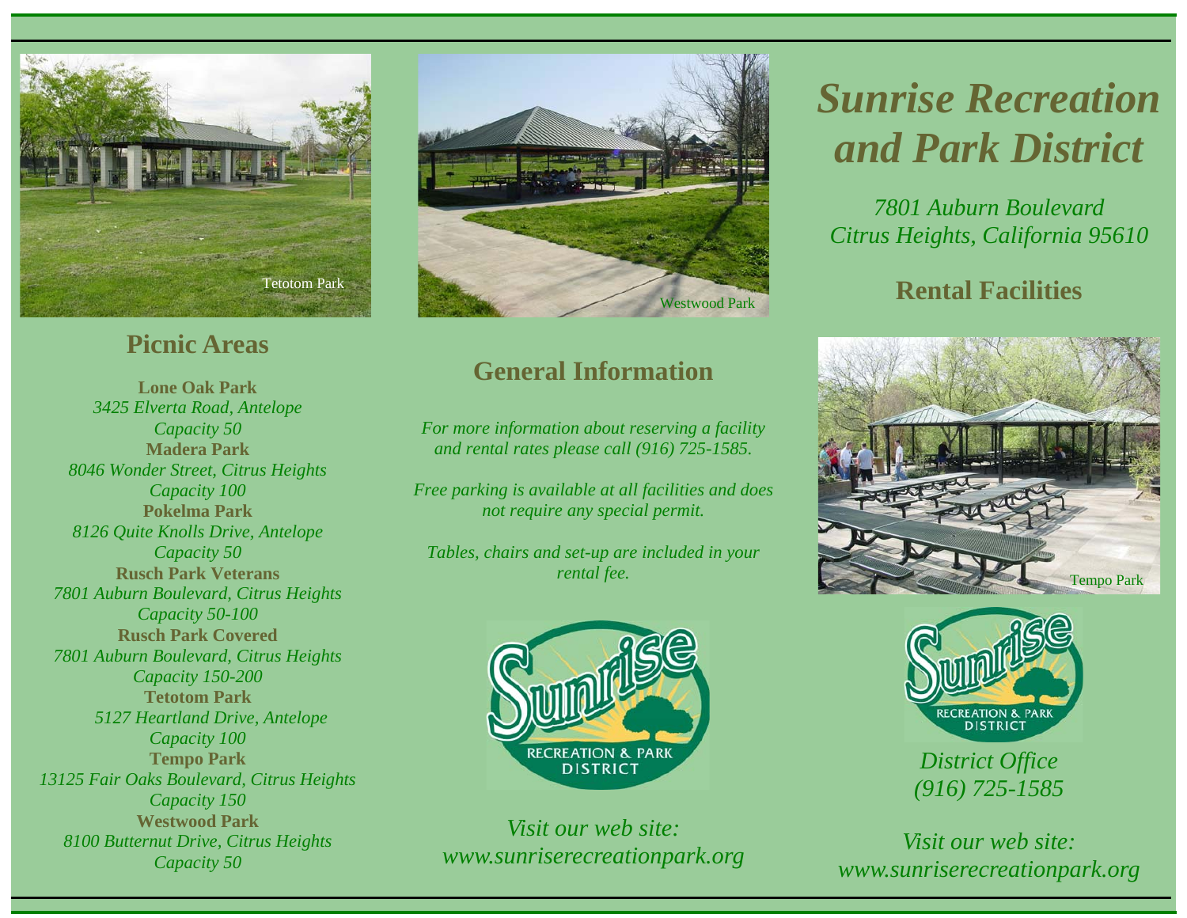Tetotom Park

Westwood Park

## Picnic Areas

**Lone Oak Park**
*3425 Elverta Road, Antelope*
*Capacity 50*

**Madera Park**
*8046 Wonder Street, Citrus Heights*
*Capacity 100*

**Pokelma Park**
*8126 Quite Knolls Drive, Antelope*
*Capacity 50*

**Rusch Park Veterans**
*7801 Auburn Boulevard, Citrus Heights*
*Capacity 50-100*

**Rusch Park Covered**
*7801 Auburn Boulevard, Citrus Heights*
*Capacity 150-200*

**Tetotom Park**
*5127 Heartland Drive, Antelope*
*Capacity 100*

**Tempo Park**
*13125 Fair Oaks Boulevard, Citrus Heights*
*Capacity 150*

**Westwood Park**
*8100 Butternut Drive, Citrus Heights*
*Capacity 50*

## General Information

*For more information about reserving a facility and rental rates please call (916) 725-1585.*

*Free parking is available at all facilities and does not require any special permit.*

*Tables, chairs and set-up are included in your rental fee.*

*Visit our web site:*
*www.sunriserecreationpark.org*

# *Sunrise Recreation and Park District*

*7801 Auburn Boulevard*
*Citrus Heights, California 95610*

## Rental Facilities

Tempo Park

*District Office*
*(916) 725-1585*

*Visit our web site:*
*www.sunriserecreationpark.org*